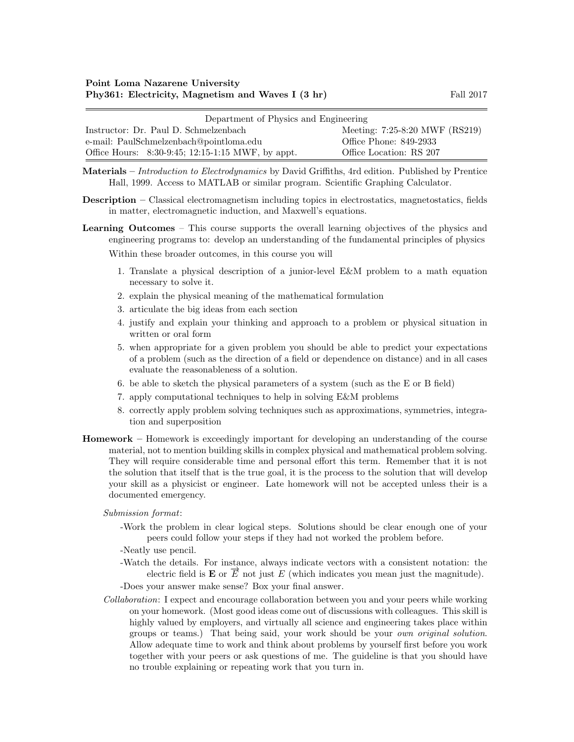**Point Loma Nazarene University**
**Phy361: Electricity, Magnetism and Waves I (3 hr)** Fall 2017

| Department of Physics and Engineering | |
|---|---|
| Instructor: Dr. Paul D. Schmelzenbach | Meeting: 7:25-8:20 MWF (RS219) |
| e-mail: PaulSchmelzenbach@pointloma.edu | Office Phone: 849-2933 |
| Office Hours: 8:30-9:45; 12:15-1:15 MWF, by appt. | Office Location: RS 207 |

**Materials** – *Introduction to Electrodynamics* by David Griffiths, 4rd edition. Published by Prentice Hall, 1999. Access to MATLAB or similar program. Scientific Graphing Calculator.

**Description** – Classical electromagnetism including topics in electrostatics, magnetostatics, fields in matter, electromagnetic induction, and Maxwell's equations.

**Learning Outcomes** – This course supports the overall learning objectives of the physics and engineering programs to: develop an understanding of the fundamental principles of physics

Within these broader outcomes, in this course you will

1. Translate a physical description of a junior-level E&M problem to a math equation necessary to solve it.
2. explain the physical meaning of the mathematical formulation
3. articulate the big ideas from each section
4. justify and explain your thinking and approach to a problem or physical situation in written or oral form
5. when appropriate for a given problem you should be able to predict your expectations of a problem (such as the direction of a field or dependence on distance) and in all cases evaluate the reasonableness of a solution.
6. be able to sketch the physical parameters of a system (such as the E or B field)
7. apply computational techniques to help in solving E&M problems
8. correctly apply problem solving techniques such as approximations, symmetries, integration and superposition

**Homework** – Homework is exceedingly important for developing an understanding of the course material, not to mention building skills in complex physical and mathematical problem solving. They will require considerable time and personal effort this term. Remember that it is not the solution that itself that is the true goal, it is the process to the solution that will develop your skill as a physicist or engineer. Late homework will not be accepted unless their is a documented emergency.

*Submission format*:

-Work the problem in clear logical steps. Solutions should be clear enough one of your peers could follow your steps if they had not worked the problem before.

-Neatly use pencil.

-Watch the details. For instance, always indicate vectors with a consistent notation: the electric field is $\mathbf{E}$ or $\vec{E}$ not just $E$ (which indicates you mean just the magnitude).

-Does your answer make sense? Box your final answer.

*Collaboration*: I expect and encourage collaboration between you and your peers while working on your homework. (Most good ideas come out of discussions with colleagues. This skill is highly valued by employers, and virtually all science and engineering takes place within groups or teams.) That being said, your work should be your *own original solution*. Allow adequate time to work and think about problems by yourself first before you work together with your peers or ask questions of me. The guideline is that you should have no trouble explaining or repeating work that you turn in.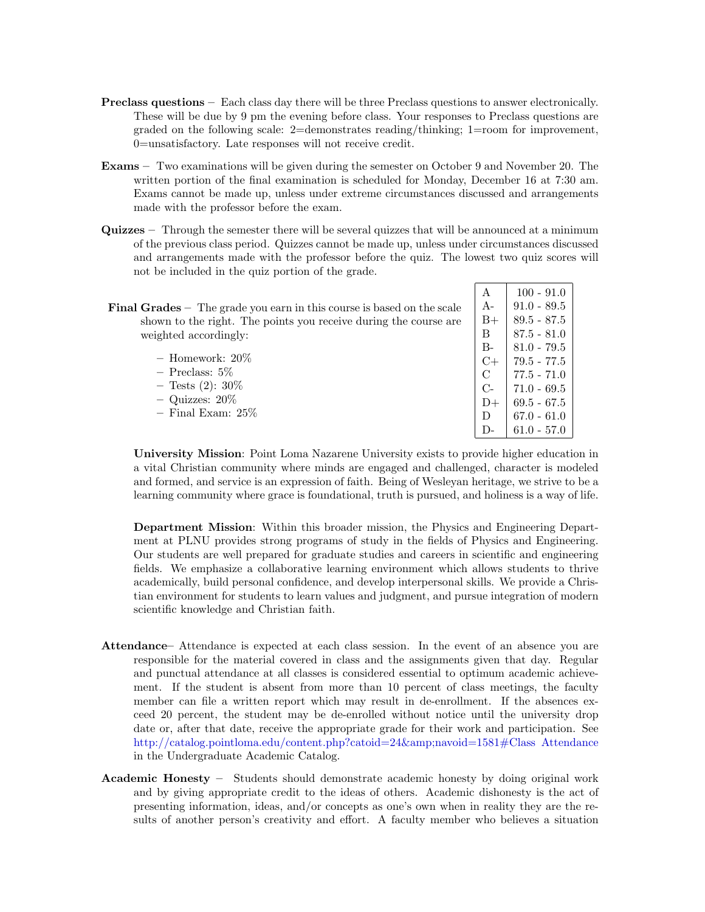**Preclass questions** – Each class day there will be three Preclass questions to answer electronically. These will be due by 9 pm the evening before class. Your responses to Preclass questions are graded on the following scale: 2=demonstrates reading/thinking; 1=room for improvement, 0=unsatisfactory. Late responses will not receive credit.

**Exams** – Two examinations will be given during the semester on October 9 and November 20. The written portion of the final examination is scheduled for Monday, December 16 at 7:30 am. Exams cannot be made up, unless under extreme circumstances discussed and arrangements made with the professor before the exam.

**Quizzes** – Through the semester there will be several quizzes that will be announced at a minimum of the previous class period. Quizzes cannot be made up, unless under circumstances discussed and arrangements made with the professor before the quiz. The lowest two quiz scores will not be included in the quiz portion of the grade.

**Final Grades** – The grade you earn in this course is based on the scale shown to the right. The points you receive during the course are weighted accordingly:

- Homework: 20%
- Preclass: 5%
- Tests (2): 30%
- Quizzes: 20%
- Final Exam: 25%

| Grade | Range |
|---|---|
| A | 100 - 91.0 |
| A- | 91.0 - 89.5 |
| B+ | 89.5 - 87.5 |
| B | 87.5 - 81.0 |
| B- | 81.0 - 79.5 |
| C+ | 79.5 - 77.5 |
| C | 77.5 - 71.0 |
| C- | 71.0 - 69.5 |
| D+ | 69.5 - 67.5 |
| D | 67.0 - 61.0 |
| D- | 61.0 - 57.0 |

**University Mission**: Point Loma Nazarene University exists to provide higher education in a vital Christian community where minds are engaged and challenged, character is modeled and formed, and service is an expression of faith. Being of Wesleyan heritage, we strive to be a learning community where grace is foundational, truth is pursued, and holiness is a way of life.

**Department Mission**: Within this broader mission, the Physics and Engineering Department at PLNU provides strong programs of study in the fields of Physics and Engineering. Our students are well prepared for graduate studies and careers in scientific and engineering fields. We emphasize a collaborative learning environment which allows students to thrive academically, build personal confidence, and develop interpersonal skills. We provide a Christian environment for students to learn values and judgment, and pursue integration of modern scientific knowledge and Christian faith.

**Attendance**– Attendance is expected at each class session. In the event of an absence you are responsible for the material covered in class and the assignments given that day. Regular and punctual attendance at all classes is considered essential to optimum academic achievement. If the student is absent from more than 10 percent of class meetings, the faculty member can file a written report which may result in de-enrollment. If the absences exceed 20 percent, the student may be de-enrolled without notice until the university drop date or, after that date, receive the appropriate grade for their work and participation. See http://catalog.pointloma.edu/content.php?catoid=24&amp;navoid=1581#Class Attendance in the Undergraduate Academic Catalog.

**Academic Honesty** – Students should demonstrate academic honesty by doing original work and by giving appropriate credit to the ideas of others. Academic dishonesty is the act of presenting information, ideas, and/or concepts as one's own when in reality they are the results of another person's creativity and effort. A faculty member who believes a situation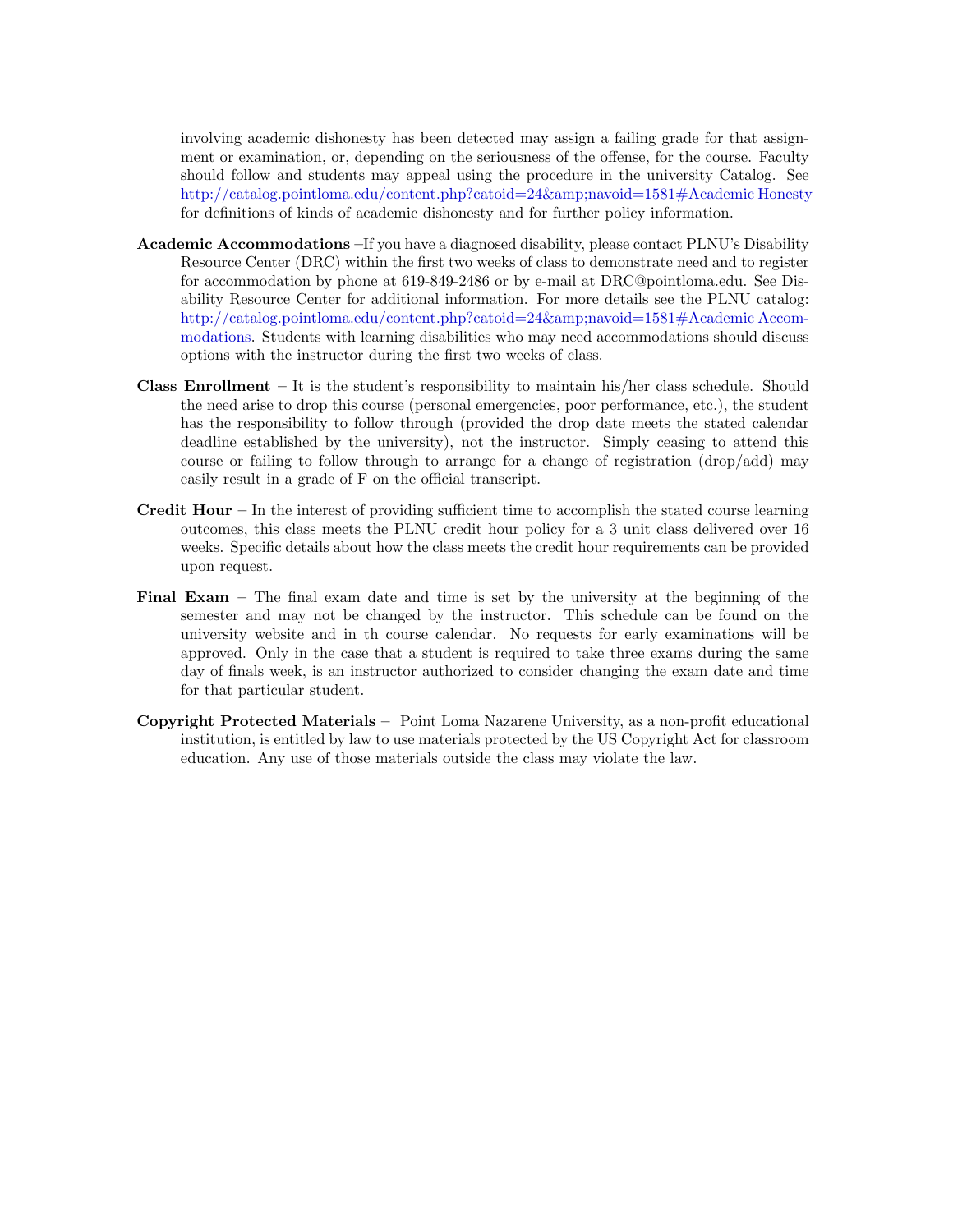involving academic dishonesty has been detected may assign a failing grade for that assignment or examination, or, depending on the seriousness of the offense, for the course. Faculty should follow and students may appeal using the procedure in the university Catalog. See http://catalog.pointloma.edu/content.php?catoid=24&amp;navoid=1581#Academic Honesty for definitions of kinds of academic dishonesty and for further policy information.

**Academic Accommodations** –If you have a diagnosed disability, please contact PLNU's Disability Resource Center (DRC) within the first two weeks of class to demonstrate need and to register for accommodation by phone at 619-849-2486 or by e-mail at DRC@pointloma.edu. See Disability Resource Center for additional information. For more details see the PLNU catalog: http://catalog.pointloma.edu/content.php?catoid=24&amp;navoid=1581#Academic Accommodations. Students with learning disabilities who may need accommodations should discuss options with the instructor during the first two weeks of class.

**Class Enrollment** – It is the student's responsibility to maintain his/her class schedule. Should the need arise to drop this course (personal emergencies, poor performance, etc.), the student has the responsibility to follow through (provided the drop date meets the stated calendar deadline established by the university), not the instructor. Simply ceasing to attend this course or failing to follow through to arrange for a change of registration (drop/add) may easily result in a grade of F on the official transcript.

**Credit Hour** – In the interest of providing sufficient time to accomplish the stated course learning outcomes, this class meets the PLNU credit hour policy for a 3 unit class delivered over 16 weeks. Specific details about how the class meets the credit hour requirements can be provided upon request.

**Final Exam** – The final exam date and time is set by the university at the beginning of the semester and may not be changed by the instructor. This schedule can be found on the university website and in th course calendar. No requests for early examinations will be approved. Only in the case that a student is required to take three exams during the same day of finals week, is an instructor authorized to consider changing the exam date and time for that particular student.

**Copyright Protected Materials** – Point Loma Nazarene University, as a non-profit educational institution, is entitled by law to use materials protected by the US Copyright Act for classroom education. Any use of those materials outside the class may violate the law.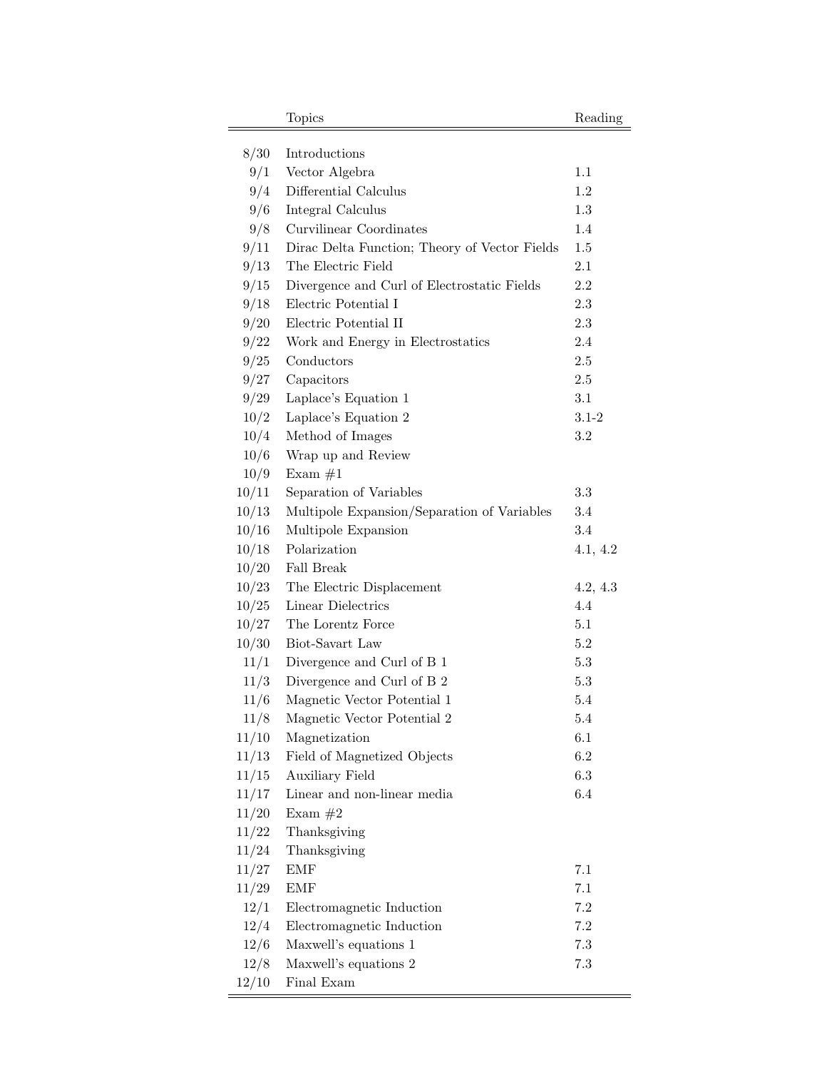| | Topics | Reading |
|---|---|---|
| 8/30 | Introductions | |
| 9/1 | Vector Algebra | 1.1 |
| 9/4 | Differential Calculus | 1.2 |
| 9/6 | Integral Calculus | 1.3 |
| 9/8 | Curvilinear Coordinates | 1.4 |
| 9/11 | Dirac Delta Function; Theory of Vector Fields | 1.5 |
| 9/13 | The Electric Field | 2.1 |
| 9/15 | Divergence and Curl of Electrostatic Fields | 2.2 |
| 9/18 | Electric Potential I | 2.3 |
| 9/20 | Electric Potential II | 2.3 |
| 9/22 | Work and Energy in Electrostatics | 2.4 |
| 9/25 | Conductors | 2.5 |
| 9/27 | Capacitors | 2.5 |
| 9/29 | Laplace's Equation 1 | 3.1 |
| 10/2 | Laplace's Equation 2 | 3.1-2 |
| 10/4 | Method of Images | 3.2 |
| 10/6 | Wrap up and Review | |
| 10/9 | Exam #1 | |
| 10/11 | Separation of Variables | 3.3 |
| 10/13 | Multipole Expansion/Separation of Variables | 3.4 |
| 10/16 | Multipole Expansion | 3.4 |
| 10/18 | Polarization | 4.1, 4.2 |
| 10/20 | Fall Break | |
| 10/23 | The Electric Displacement | 4.2, 4.3 |
| 10/25 | Linear Dielectrics | 4.4 |
| 10/27 | The Lorentz Force | 5.1 |
| 10/30 | Biot-Savart Law | 5.2 |
| 11/1 | Divergence and Curl of B 1 | 5.3 |
| 11/3 | Divergence and Curl of B 2 | 5.3 |
| 11/6 | Magnetic Vector Potential 1 | 5.4 |
| 11/8 | Magnetic Vector Potential 2 | 5.4 |
| 11/10 | Magnetization | 6.1 |
| 11/13 | Field of Magnetized Objects | 6.2 |
| 11/15 | Auxiliary Field | 6.3 |
| 11/17 | Linear and non-linear media | 6.4 |
| 11/20 | Exam #2 | |
| 11/22 | Thanksgiving | |
| 11/24 | Thanksgiving | |
| 11/27 | EMF | 7.1 |
| 11/29 | EMF | 7.1 |
| 12/1 | Electromagnetic Induction | 7.2 |
| 12/4 | Electromagnetic Induction | 7.2 |
| 12/6 | Maxwell's equations 1 | 7.3 |
| 12/8 | Maxwell's equations 2 | 7.3 |
| 12/10 | Final Exam | |